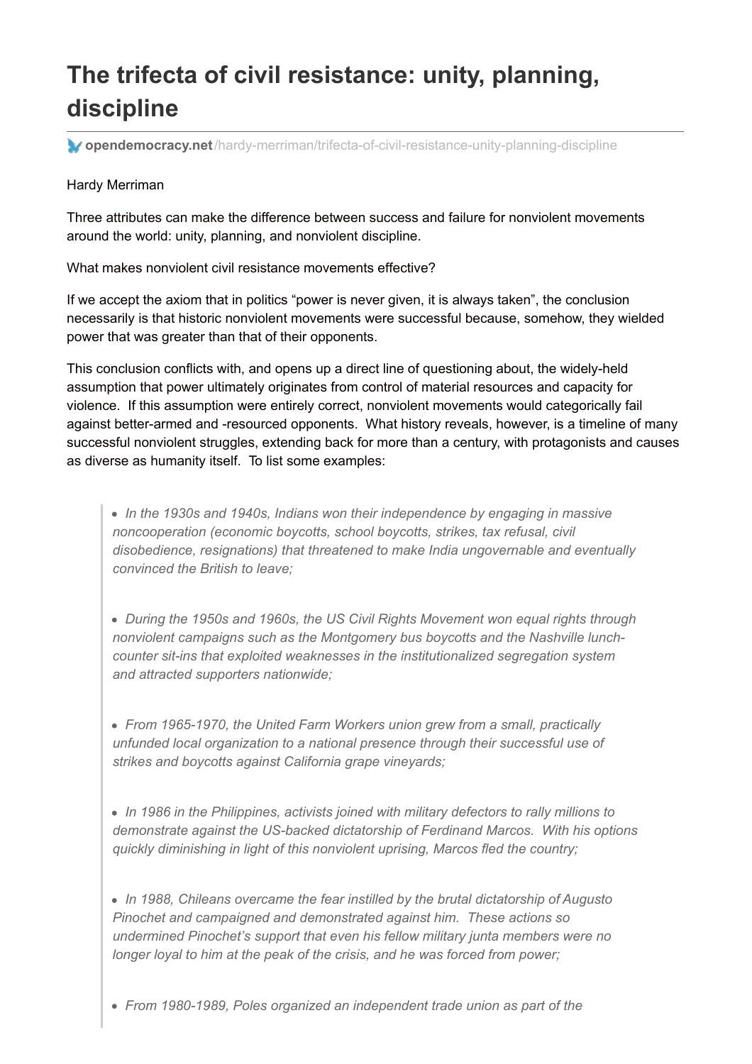# The trifecta of civil resistance: unity, planning, discipline

opendemocracy.net/hardy-merriman/trifecta-of-civil-resistance-unity-planning-discipline

Hardy Merriman

Three attributes can make the difference between success and failure for nonviolent movements around the world: unity, planning, and nonviolent discipline.

What makes nonviolent civil resistance movements effective?

If we accept the axiom that in politics "power is never given, it is always taken", the conclusion necessarily is that historic nonviolent movements were successful because, somehow, they wielded power that was greater than that of their opponents.

This conclusion conflicts with, and opens up a direct line of questioning about, the widely-held assumption that power ultimately originates from control of material resources and capacity for violence. If this assumption were entirely correct, nonviolent movements would categorically fail against better-armed and -resourced opponents. What history reveals, however, is a timeline of many successful nonviolent struggles, extending back for more than a century, with protagonists and causes as diverse as humanity itself. To list some examples:

> - *In the 1930s and 1940s, Indians won their independence by engaging in massive noncooperation (economic boycotts, school boycotts, strikes, tax refusal, civil disobedience, resignations) that threatened to make India ungovernable and eventually convinced the British to leave;*
>
> - *During the 1950s and 1960s, the US Civil Rights Movement won equal rights through nonviolent campaigns such as the Montgomery bus boycotts and the Nashville lunch-counter sit-ins that exploited weaknesses in the institutionalized segregation system and attracted supporters nationwide;*
>
> - *From 1965-1970, the United Farm Workers union grew from a small, practically unfunded local organization to a national presence through their successful use of strikes and boycotts against California grape vineyards;*
>
> - *In 1986 in the Philippines, activists joined with military defectors to rally millions to demonstrate against the US-backed dictatorship of Ferdinand Marcos. With his options quickly diminishing in light of this nonviolent uprising, Marcos fled the country;*
>
> - *In 1988, Chileans overcame the fear instilled by the brutal dictatorship of Augusto Pinochet and campaigned and demonstrated against him. These actions so undermined Pinochet's support that even his fellow military junta members were no longer loyal to him at the peak of the crisis, and he was forced from power;*
>
> - *From 1980-1989, Poles organized an independent trade union as part of the*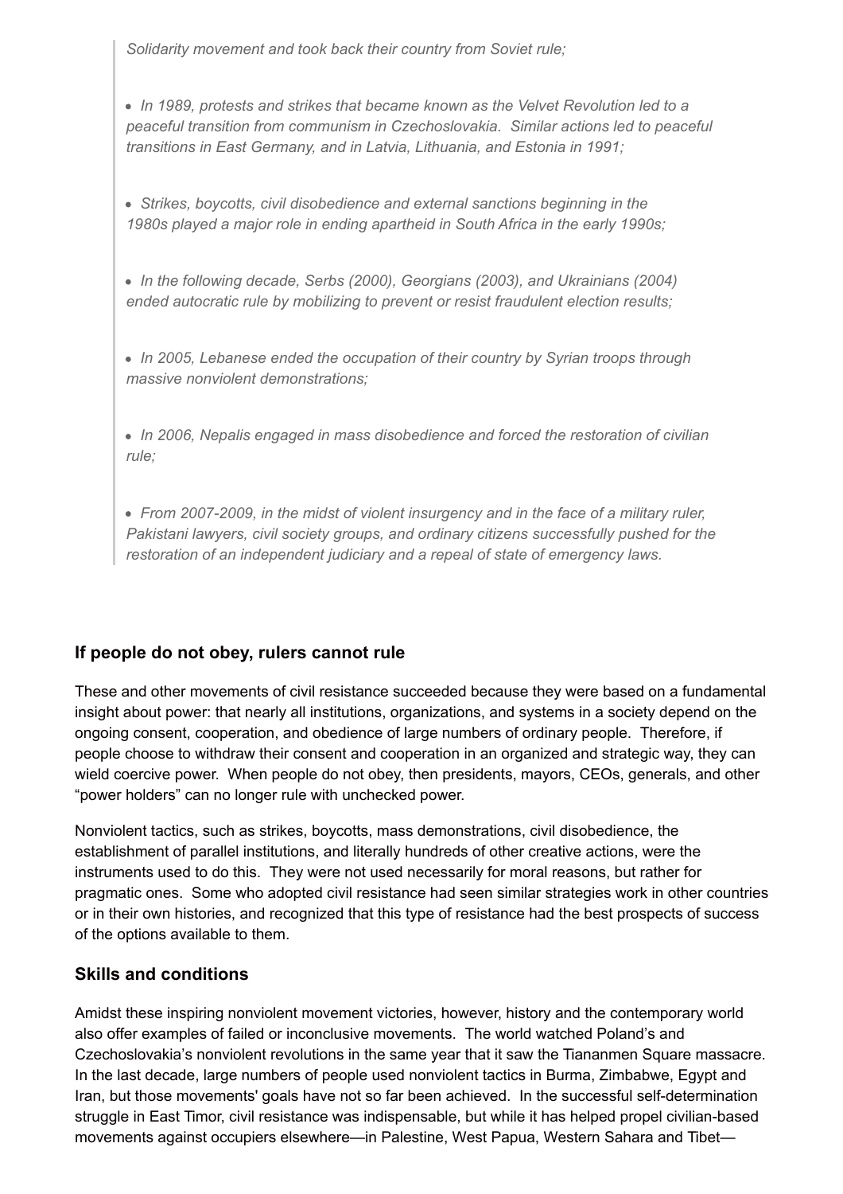> *Solidarity movement and took back their country from Soviet rule;*
>
> - *In 1989, protests and strikes that became known as the Velvet Revolution led to a peaceful transition from communism in Czechoslovakia. Similar actions led to peaceful transitions in East Germany, and in Latvia, Lithuania, and Estonia in 1991;*
>
> - *Strikes, boycotts, civil disobedience and external sanctions beginning in the 1980s played a major role in ending apartheid in South Africa in the early 1990s;*
>
> - *In the following decade, Serbs (2000), Georgians (2003), and Ukrainians (2004) ended autocratic rule by mobilizing to prevent or resist fraudulent election results;*
>
> - *In 2005, Lebanese ended the occupation of their country by Syrian troops through massive nonviolent demonstrations;*
>
> - *In 2006, Nepalis engaged in mass disobedience and forced the restoration of civilian rule;*
>
> - *From 2007-2009, in the midst of violent insurgency and in the face of a military ruler, Pakistani lawyers, civil society groups, and ordinary citizens successfully pushed for the restoration of an independent judiciary and a repeal of state of emergency laws.*

### If people do not obey, rulers cannot rule

These and other movements of civil resistance succeeded because they were based on a fundamental insight about power: that nearly all institutions, organizations, and systems in a society depend on the ongoing consent, cooperation, and obedience of large numbers of ordinary people. Therefore, if people choose to withdraw their consent and cooperation in an organized and strategic way, they can wield coercive power. When people do not obey, then presidents, mayors, CEOs, generals, and other "power holders" can no longer rule with unchecked power.

Nonviolent tactics, such as strikes, boycotts, mass demonstrations, civil disobedience, the establishment of parallel institutions, and literally hundreds of other creative actions, were the instruments used to do this. They were not used necessarily for moral reasons, but rather for pragmatic ones. Some who adopted civil resistance had seen similar strategies work in other countries or in their own histories, and recognized that this type of resistance had the best prospects of success of the options available to them.

### Skills and conditions

Amidst these inspiring nonviolent movement victories, however, history and the contemporary world also offer examples of failed or inconclusive movements. The world watched Poland's and Czechoslovakia's nonviolent revolutions in the same year that it saw the Tiananmen Square massacre. In the last decade, large numbers of people used nonviolent tactics in Burma, Zimbabwe, Egypt and Iran, but those movements' goals have not so far been achieved. In the successful self-determination struggle in East Timor, civil resistance was indispensable, but while it has helped propel civilian-based movements against occupiers elsewhere—in Palestine, West Papua, Western Sahara and Tibet—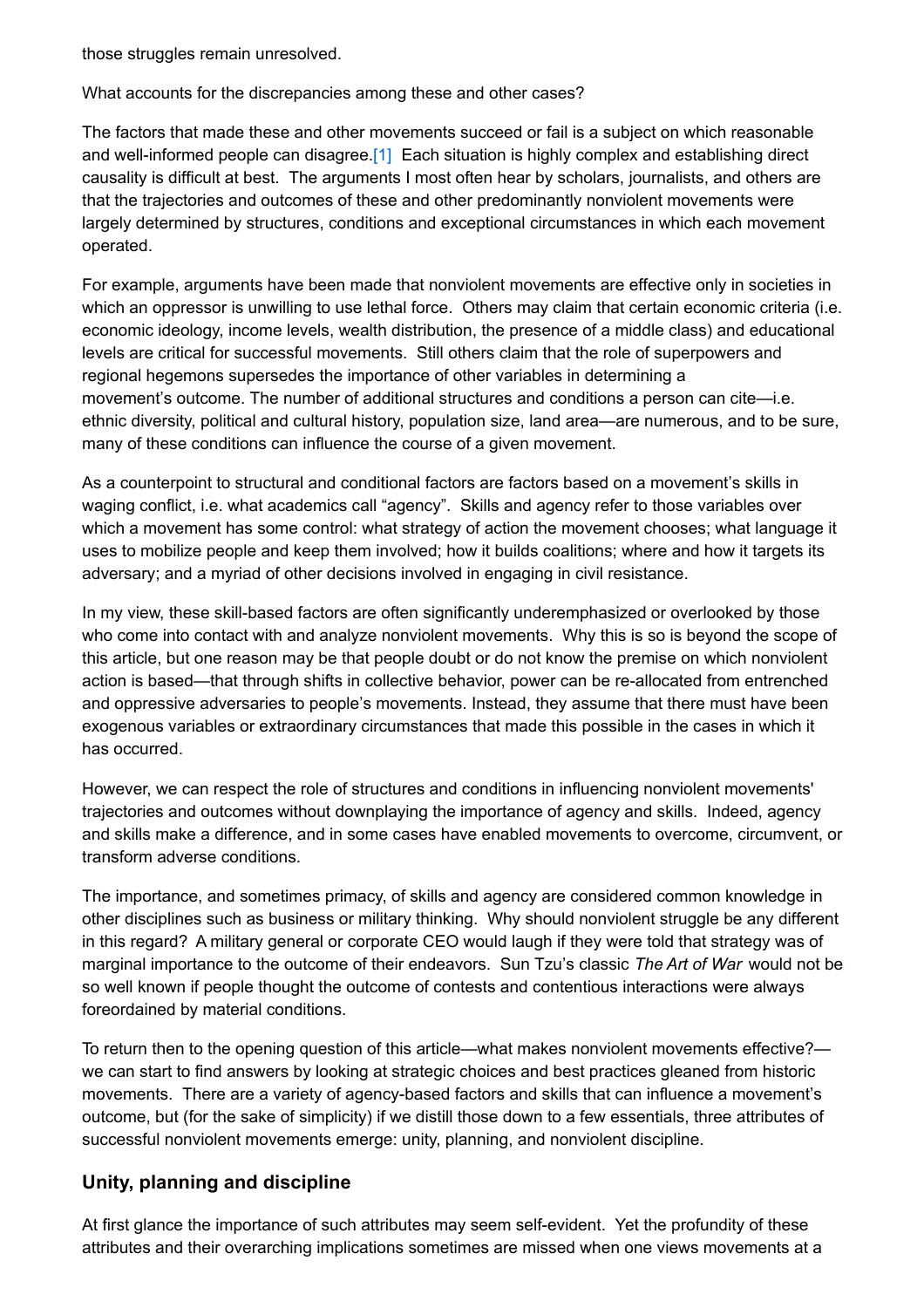those struggles remain unresolved.

What accounts for the discrepancies among these and other cases?

The factors that made these and other movements succeed or fail is a subject on which reasonable and well-informed people can disagree.[1] Each situation is highly complex and establishing direct causality is difficult at best. The arguments I most often hear by scholars, journalists, and others are that the trajectories and outcomes of these and other predominantly nonviolent movements were largely determined by structures, conditions and exceptional circumstances in which each movement operated.

For example, arguments have been made that nonviolent movements are effective only in societies in which an oppressor is unwilling to use lethal force. Others may claim that certain economic criteria (i.e. economic ideology, income levels, wealth distribution, the presence of a middle class) and educational levels are critical for successful movements. Still others claim that the role of superpowers and regional hegemons supersedes the importance of other variables in determining a movement's outcome. The number of additional structures and conditions a person can cite—i.e. ethnic diversity, political and cultural history, population size, land area—are numerous, and to be sure, many of these conditions can influence the course of a given movement.

As a counterpoint to structural and conditional factors are factors based on a movement's skills in waging conflict, i.e. what academics call "agency". Skills and agency refer to those variables over which a movement has some control: what strategy of action the movement chooses; what language it uses to mobilize people and keep them involved; how it builds coalitions; where and how it targets its adversary; and a myriad of other decisions involved in engaging in civil resistance.

In my view, these skill-based factors are often significantly underemphasized or overlooked by those who come into contact with and analyze nonviolent movements. Why this is so is beyond the scope of this article, but one reason may be that people doubt or do not know the premise on which nonviolent action is based—that through shifts in collective behavior, power can be re-allocated from entrenched and oppressive adversaries to people's movements. Instead, they assume that there must have been exogenous variables or extraordinary circumstances that made this possible in the cases in which it has occurred.

However, we can respect the role of structures and conditions in influencing nonviolent movements' trajectories and outcomes without downplaying the importance of agency and skills. Indeed, agency and skills make a difference, and in some cases have enabled movements to overcome, circumvent, or transform adverse conditions.

The importance, and sometimes primacy, of skills and agency are considered common knowledge in other disciplines such as business or military thinking. Why should nonviolent struggle be any different in this regard? A military general or corporate CEO would laugh if they were told that strategy was of marginal importance to the outcome of their endeavors. Sun Tzu's classic *The Art of War* would not be so well known if people thought the outcome of contests and contentious interactions were always foreordained by material conditions.

To return then to the opening question of this article—what makes nonviolent movements effective?—we can start to find answers by looking at strategic choices and best practices gleaned from historic movements. There are a variety of agency-based factors and skills that can influence a movement's outcome, but (for the sake of simplicity) if we distill those down to a few essentials, three attributes of successful nonviolent movements emerge: unity, planning, and nonviolent discipline.

## Unity, planning and discipline

At first glance the importance of such attributes may seem self-evident. Yet the profundity of these attributes and their overarching implications sometimes are missed when one views movements at a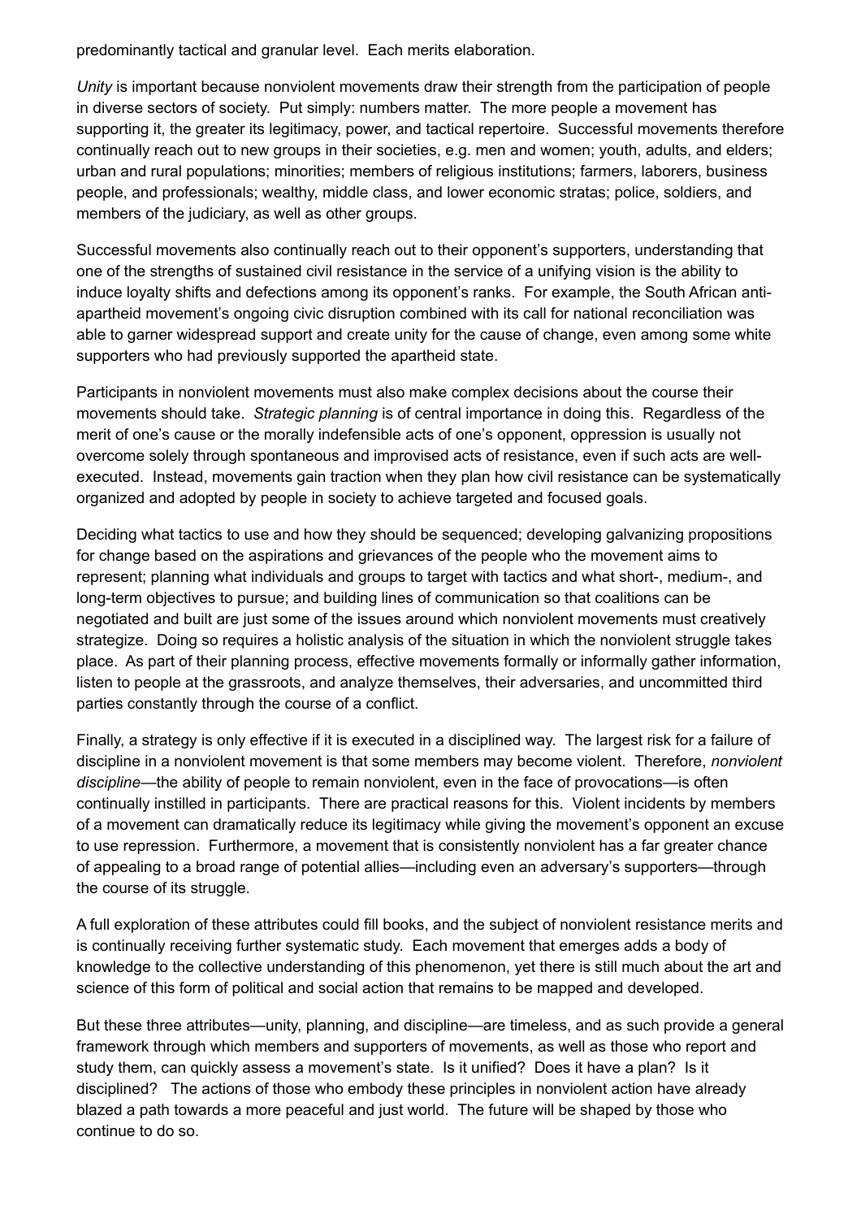predominantly tactical and granular level. Each merits elaboration.

*Unity* is important because nonviolent movements draw their strength from the participation of people in diverse sectors of society. Put simply: numbers matter. The more people a movement has supporting it, the greater its legitimacy, power, and tactical repertoire. Successful movements therefore continually reach out to new groups in their societies, e.g. men and women; youth, adults, and elders; urban and rural populations; minorities; members of religious institutions; farmers, laborers, business people, and professionals; wealthy, middle class, and lower economic stratas; police, soldiers, and members of the judiciary, as well as other groups.

Successful movements also continually reach out to their opponent's supporters, understanding that one of the strengths of sustained civil resistance in the service of a unifying vision is the ability to induce loyalty shifts and defections among its opponent's ranks. For example, the South African anti-apartheid movement's ongoing civic disruption combined with its call for national reconciliation was able to garner widespread support and create unity for the cause of change, even among some white supporters who had previously supported the apartheid state.

Participants in nonviolent movements must also make complex decisions about the course their movements should take. *Strategic planning* is of central importance in doing this. Regardless of the merit of one's cause or the morally indefensible acts of one's opponent, oppression is usually not overcome solely through spontaneous and improvised acts of resistance, even if such acts are well-executed. Instead, movements gain traction when they plan how civil resistance can be systematically organized and adopted by people in society to achieve targeted and focused goals.

Deciding what tactics to use and how they should be sequenced; developing galvanizing propositions for change based on the aspirations and grievances of the people who the movement aims to represent; planning what individuals and groups to target with tactics and what short-, medium-, and long-term objectives to pursue; and building lines of communication so that coalitions can be negotiated and built are just some of the issues around which nonviolent movements must creatively strategize. Doing so requires a holistic analysis of the situation in which the nonviolent struggle takes place. As part of their planning process, effective movements formally or informally gather information, listen to people at the grassroots, and analyze themselves, their adversaries, and uncommitted third parties constantly through the course of a conflict.

Finally, a strategy is only effective if it is executed in a disciplined way. The largest risk for a failure of discipline in a nonviolent movement is that some members may become violent. Therefore, *nonviolent discipline*—the ability of people to remain nonviolent, even in the face of provocations—is often continually instilled in participants. There are practical reasons for this. Violent incidents by members of a movement can dramatically reduce its legitimacy while giving the movement's opponent an excuse to use repression. Furthermore, a movement that is consistently nonviolent has a far greater chance of appealing to a broad range of potential allies—including even an adversary's supporters—through the course of its struggle.

A full exploration of these attributes could fill books, and the subject of nonviolent resistance merits and is continually receiving further systematic study. Each movement that emerges adds a body of knowledge to the collective understanding of this phenomenon, yet there is still much about the art and science of this form of political and social action that remains to be mapped and developed.

But these three attributes—unity, planning, and discipline—are timeless, and as such provide a general framework through which members and supporters of movements, as well as those who report and study them, can quickly assess a movement's state. Is it unified? Does it have a plan? Is it disciplined? The actions of those who embody these principles in nonviolent action have already blazed a path towards a more peaceful and just world. The future will be shaped by those who continue to do so.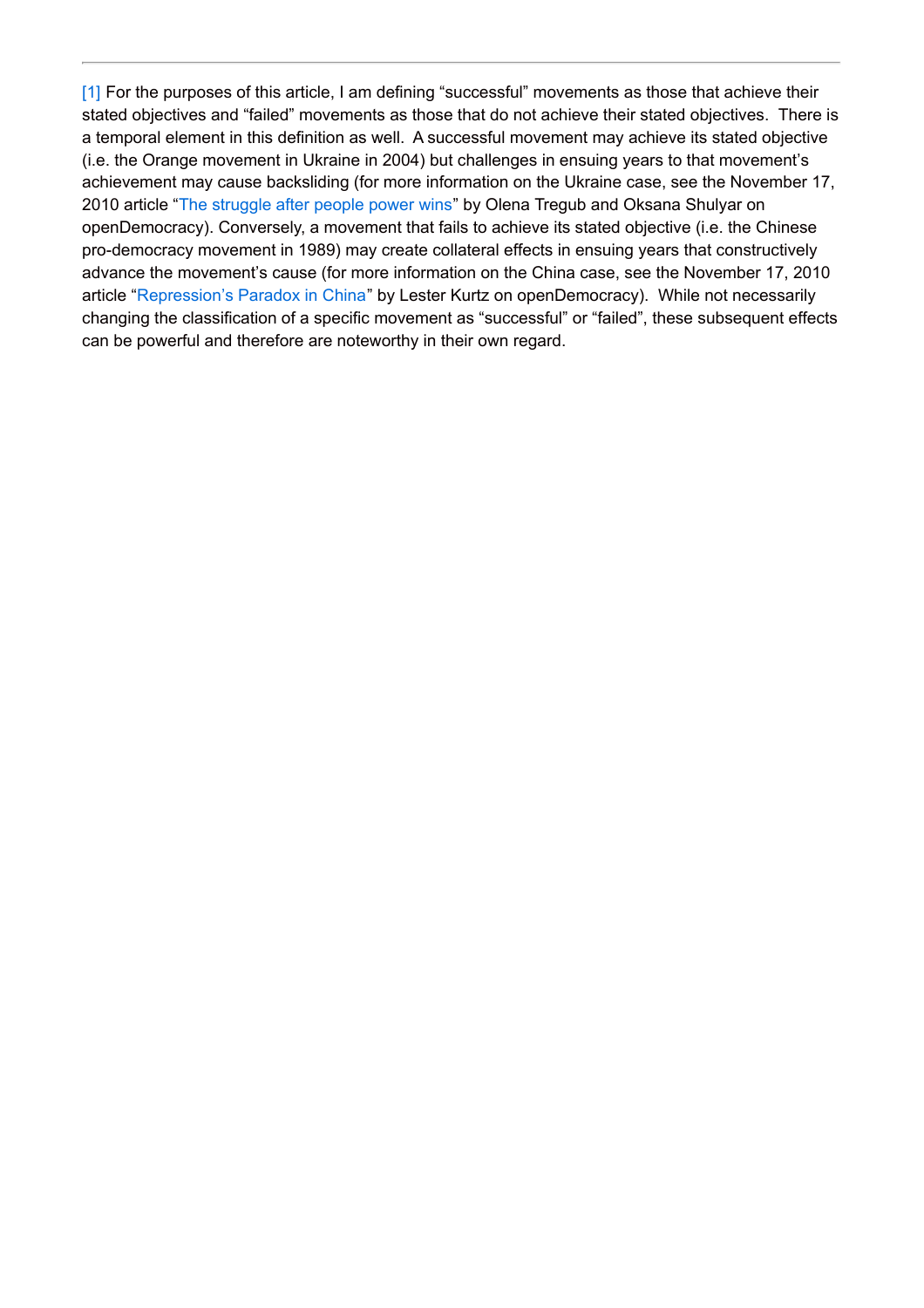---

[1] For the purposes of this article, I am defining "successful" movements as those that achieve their stated objectives and "failed" movements as those that do not achieve their stated objectives. There is a temporal element in this definition as well. A successful movement may achieve its stated objective (i.e. the Orange movement in Ukraine in 2004) but challenges in ensuing years to that movement's achievement may cause backsliding (for more information on the Ukraine case, see the November 17, 2010 article "The struggle after people power wins" by Olena Tregub and Oksana Shulyar on openDemocracy). Conversely, a movement that fails to achieve its stated objective (i.e. the Chinese pro-democracy movement in 1989) may create collateral effects in ensuing years that constructively advance the movement's cause (for more information on the China case, see the November 17, 2010 article "Repression's Paradox in China" by Lester Kurtz on openDemocracy). While not necessarily changing the classification of a specific movement as "successful" or "failed", these subsequent effects can be powerful and therefore are noteworthy in their own regard.